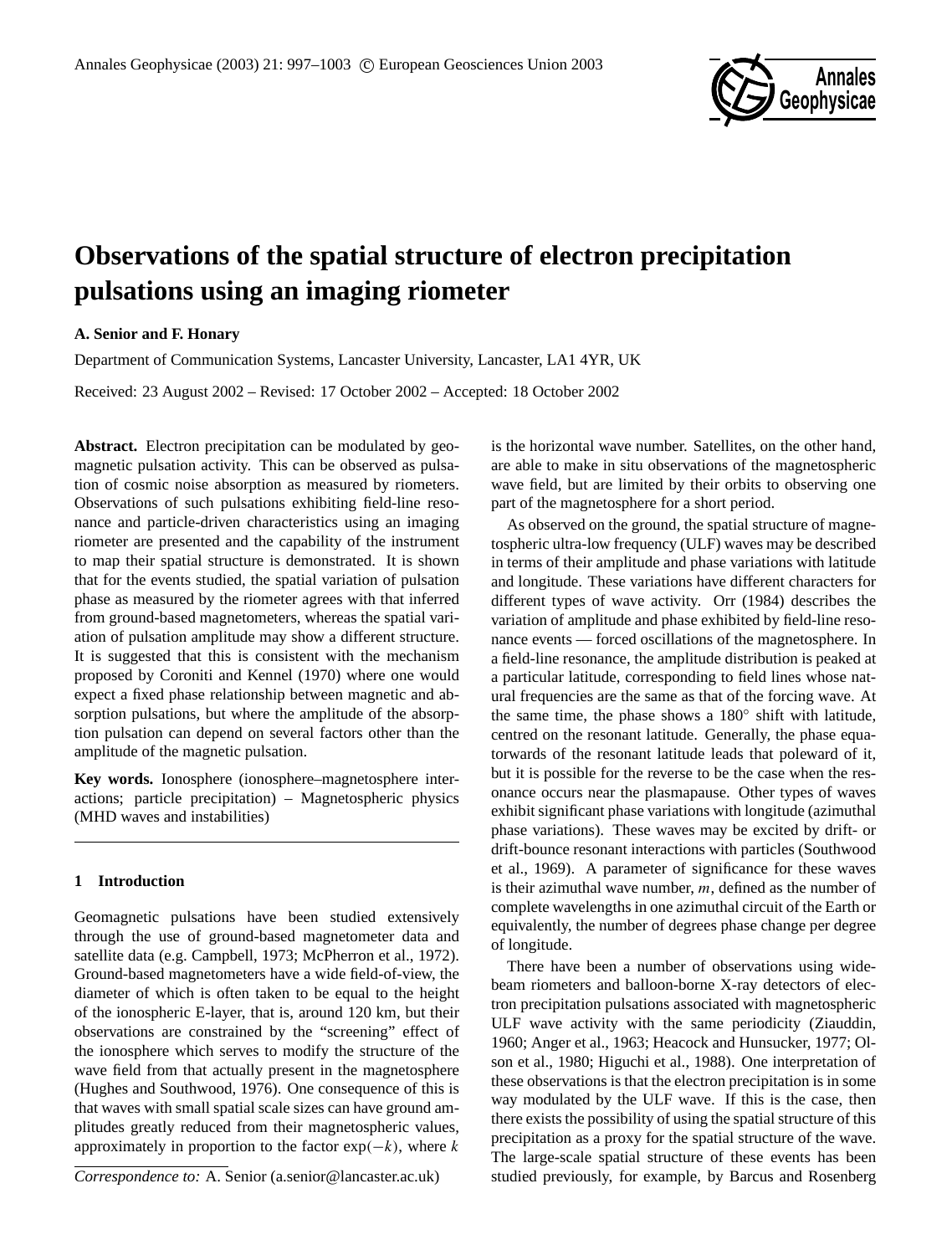# Observations of the spatial structure of electron precipitation pulsations using an imaging riometer

**A. Senior and F. Honary**

Department of Communication Systems, Lancaster University, Lancaster, LA1 4YR, UK

Received: 23 August 2002 – Revised: 17 October 2002 – Accepted: 18 October 2002

**Abstract.** Electron precipitation can be modulated by geomagnetic pulsation activity. This can be observed as pulsation of cosmic noise absorption as measured by riometers. Observations of such pulsations exhibiting field-line resonance and particle-driven characteristics using an imaging riometer are presented and the capability of the instrument to map their spatial structure is demonstrated. It is shown that for the events studied, the spatial variation of pulsation phase as measured by the riometer agrees with that inferred from ground-based magnetometers, whereas the spatial variation of pulsation amplitude may show a different structure. It is suggested that this is consistent with the mechanism proposed by Coroniti and Kennel (1970) where one would expect a fixed phase relationship between magnetic and absorption pulsations, but where the amplitude of the absorption pulsation can depend on several factors other than the amplitude of the magnetic pulsation.

**Key words.** Ionosphere (ionosphere–magnetosphere interactions; particle precipitation) – Magnetospheric physics (MHD waves and instabilities)

## 1 Introduction

Geomagnetic pulsations have been studied extensively through the use of ground-based magnetometer data and satellite data (e.g. Campbell, 1973; McPherron et al., 1972). Ground-based magnetometers have a wide field-of-view, the diameter of which is often taken to be equal to the height of the ionospheric E-layer, that is, around 120 km, but their observations are constrained by the "screening" effect of the ionosphere which serves to modify the structure of the wave field from that actually present in the magnetosphere (Hughes and Southwood, 1976). One consequence of this is that waves with small spatial scale sizes can have ground amplitudes greatly reduced from their magnetospheric values, approximately in proportion to the factor $\exp(-k)$, where $k$ is the horizontal wave number. Satellites, on the other hand, are able to make in situ observations of the magnetospheric wave field, but are limited by their orbits to observing one part of the magnetosphere for a short period.

As observed on the ground, the spatial structure of magnetospheric ultra-low frequency (ULF) waves may be described in terms of their amplitude and phase variations with latitude and longitude. These variations have different characters for different types of wave activity. Orr (1984) describes the variation of amplitude and phase exhibited by field-line resonance events — forced oscillations of the magnetosphere. In a field-line resonance, the amplitude distribution is peaked at a particular latitude, corresponding to field lines whose natural frequencies are the same as that of the forcing wave. At the same time, the phase shows a 180° shift with latitude, centred on the resonant latitude. Generally, the phase equatorwards of the resonant latitude leads that poleward of it, but it is possible for the reverse to be the case when the resonance occurs near the plasmapause. Other types of waves exhibit significant phase variations with longitude (azimuthal phase variations). These waves may be excited by drift- or drift-bounce resonant interactions with particles (Southwood et al., 1969). A parameter of significance for these waves is their azimuthal wave number, $m$, defined as the number of complete wavelengths in one azimuthal circuit of the Earth or equivalently, the number of degrees phase change per degree of longitude.

There have been a number of observations using wide-beam riometers and balloon-borne X-ray detectors of electron precipitation pulsations associated with magnetospheric ULF wave activity with the same periodicity (Ziauddin, 1960; Anger et al., 1963; Heacock and Hunsucker, 1977; Olson et al., 1980; Higuchi et al., 1988). One interpretation of these observations is that the electron precipitation is in some way modulated by the ULF wave. If this is the case, then there exists the possibility of using the spatial structure of this precipitation as a proxy for the spatial structure of the wave. The large-scale spatial structure of these events has been studied previously, for example, by Barcus and Rosenberg

*Correspondence to:* A. Senior (a.senior@lancaster.ac.uk)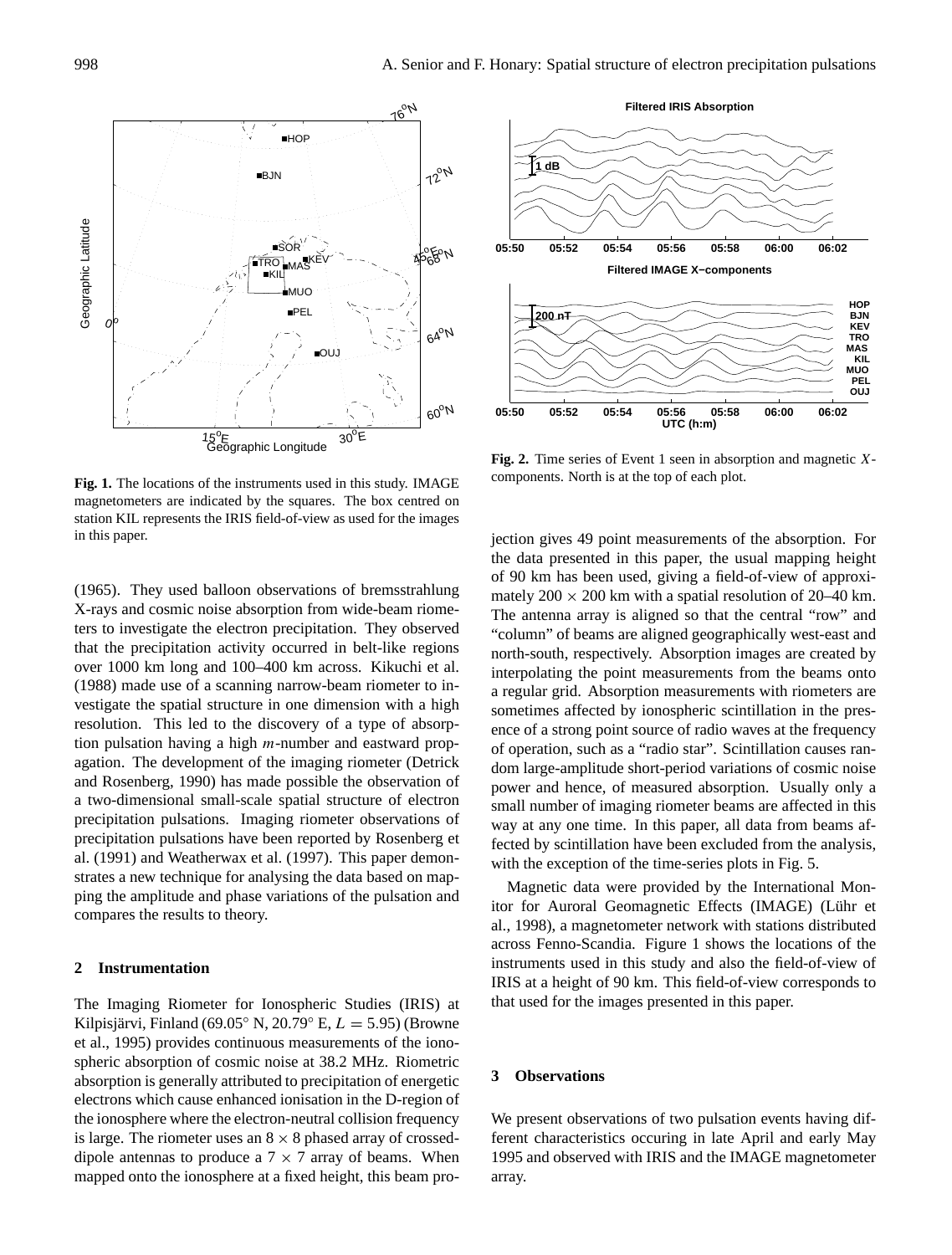**Fig. 1.** The locations of the instruments used in this study. IMAGE magnetometers are indicated by the squares. The box centred on station KIL represents the IRIS field-of-view as used for the images in this paper.

**Fig. 2.** Time series of Event 1 seen in absorption and magnetic $X$-components. North is at the top of each plot.

(1965). They used balloon observations of bremsstrahlung X-rays and cosmic noise absorption from wide-beam riometers to investigate the electron precipitation. They observed that the precipitation activity occurred in belt-like regions over 1000 km long and 100–400 km across. Kikuchi et al. (1988) made use of a scanning narrow-beam riometer to investigate the spatial structure in one dimension with a high resolution. This led to the discovery of a type of absorption pulsation having a high $m$-number and eastward propagation. The development of the imaging riometer (Detrick and Rosenberg, 1990) has made possible the observation of a two-dimensional small-scale spatial structure of electron precipitation pulsations. Imaging riometer observations of precipitation pulsations have been reported by Rosenberg et al. (1991) and Weatherwax et al. (1997). This paper demonstrates a new technique for analysing the data based on mapping the amplitude and phase variations of the pulsation and compares the results to theory.

## 2 Instrumentation

The Imaging Riometer for Ionospheric Studies (IRIS) at Kilpisjärvi, Finland (69.05° N, 20.79° E, $L = 5.95$) (Browne et al., 1995) provides continuous measurements of the ionospheric absorption of cosmic noise at 38.2 MHz. Riometric absorption is generally attributed to precipitation of energetic electrons which cause enhanced ionisation in the D-region of the ionosphere where the electron-neutral collision frequency is large. The riometer uses an $8 \times 8$ phased array of crossed-dipole antennas to produce a $7 \times 7$ array of beams. When mapped onto the ionosphere at a fixed height, this beam projection gives 49 point measurements of the absorption. For the data presented in this paper, the usual mapping height of 90 km has been used, giving a field-of-view of approximately $200 \times 200$ km with a spatial resolution of 20–40 km. The antenna array is aligned so that the central "row" and "column" of beams are aligned geographically west-east and north-south, respectively. Absorption images are created by interpolating the point measurements from the beams onto a regular grid. Absorption measurements with riometers are sometimes affected by ionospheric scintillation in the presence of a strong point source of radio waves at the frequency of operation, such as a "radio star". Scintillation causes random large-amplitude short-period variations of cosmic noise power and hence, of measured absorption. Usually only a small number of imaging riometer beams are affected in this way at any one time. In this paper, all data from beams affected by scintillation have been excluded from the analysis, with the exception of the time-series plots in Fig. 5.

Magnetic data were provided by the International Monitor for Auroral Geomagnetic Effects (IMAGE) (Lühr et al., 1998), a magnetometer network with stations distributed across Fenno-Scandia. Figure 1 shows the locations of the instruments used in this study and also the field-of-view of IRIS at a height of 90 km. This field-of-view corresponds to that used for the images presented in this paper.

## 3 Observations

We present observations of two pulsation events having different characteristics occuring in late April and early May 1995 and observed with IRIS and the IMAGE magnetometer array.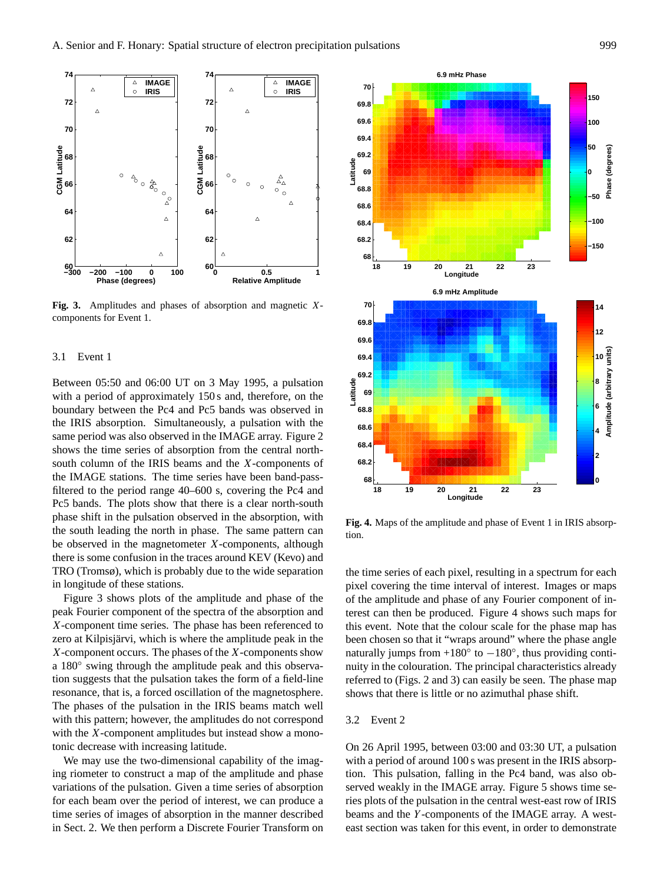**Fig. 3.** Amplitudes and phases of absorption and magnetic $X$-components for Event 1.

### 3.1 Event 1

Between 05:50 and 06:00 UT on 3 May 1995, a pulsation with a period of approximately 150 s and, therefore, on the boundary between the Pc4 and Pc5 bands was observed in the IRIS absorption. Simultaneously, a pulsation with the same period was also observed in the IMAGE array. Figure 2 shows the time series of absorption from the central north-south column of the IRIS beams and the $X$-components of the IMAGE stations. The time series have been band-pass-filtered to the period range 40–600 s, covering the Pc4 and Pc5 bands. The plots show that there is a clear north-south phase shift in the pulsation observed in the absorption, with the south leading the north in phase. The same pattern can be observed in the magnetometer $X$-components, although there is some confusion in the traces around KEV (Kevo) and TRO (Tromsø), which is probably due to the wide separation in longitude of these stations.

Figure 3 shows plots of the amplitude and phase of the peak Fourier component of the spectra of the absorption and $X$-component time series. The phase has been referenced to zero at Kilpisjärvi, which is where the amplitude peak in the $X$-component occurs. The phases of the $X$-components show a 180° swing through the amplitude peak and this observation suggests that the pulsation takes the form of a field-line resonance, that is, a forced oscillation of the magnetosphere. The phases of the pulsation in the IRIS beams match well with this pattern; however, the amplitudes do not correspond with the $X$-component amplitudes but instead show a monotonic decrease with increasing latitude.

We may use the two-dimensional capability of the imaging riometer to construct a map of the amplitude and phase variations of the pulsation. Given a time series of absorption for each beam over the period of interest, we can produce a time series of images of absorption in the manner described in Sect. 2. We then perform a Discrete Fourier Transform on the time series of each pixel, resulting in a spectrum for each pixel covering the time interval of interest. Images or maps of the amplitude and phase of any Fourier component of interest can then be produced. Figure 4 shows such maps for this event. Note that the colour scale for the phase map has been chosen so that it "wraps around" where the phase angle naturally jumps from +180° to −180°, thus providing continuity in the colouration. The principal characteristics already referred to (Figs. 2 and 3) can easily be seen. The phase map shows that there is little or no azimuthal phase shift.

**Fig. 4.** Maps of the amplitude and phase of Event 1 in IRIS absorption.

### 3.2 Event 2

On 26 April 1995, between 03:00 and 03:30 UT, a pulsation with a period of around 100 s was present in the IRIS absorption. This pulsation, falling in the Pc4 band, was also observed weakly in the IMAGE array. Figure 5 shows time series plots of the pulsation in the central west-east row of IRIS beams and the $Y$-components of the IMAGE array. A west-east section was taken for this event, in order to demonstrate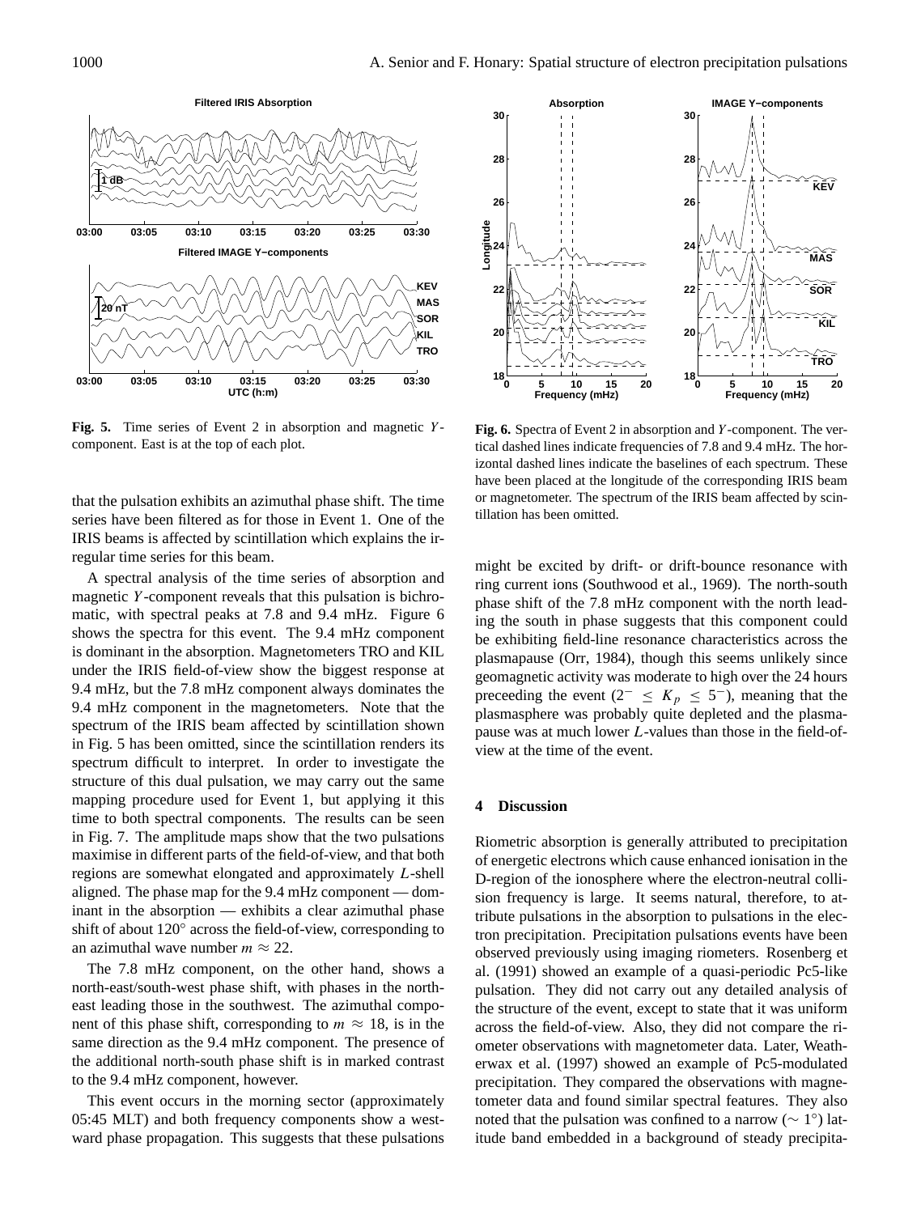Fig. 5. Time series of Event 2 in absorption and magnetic $Y$-component. East is at the top of each plot.

Fig. 6. Spectra of Event 2 in absorption and $Y$-component. The vertical dashed lines indicate frequencies of 7.8 and 9.4 mHz. The horizontal dashed lines indicate the baselines of each spectrum. These have been placed at the longitude of the corresponding IRIS beam or magnetometer. The spectrum of the IRIS beam affected by scintillation has been omitted.

that the pulsation exhibits an azimuthal phase shift. The time series have been filtered as for those in Event 1. One of the IRIS beams is affected by scintillation which explains the irregular time series for this beam.

A spectral analysis of the time series of absorption and magnetic $Y$-component reveals that this pulsation is bichromatic, with spectral peaks at 7.8 and 9.4 mHz. Figure 6 shows the spectra for this event. The 9.4 mHz component is dominant in the absorption. Magnetometers TRO and KIL under the IRIS field-of-view show the biggest response at 9.4 mHz, but the 7.8 mHz component always dominates the 9.4 mHz component in the magnetometers. Note that the spectrum of the IRIS beam affected by scintillation shown in Fig. 5 has been omitted, since the scintillation renders its spectrum difficult to interpret. In order to investigate the structure of this dual pulsation, we may carry out the same mapping procedure used for Event 1, but applying it this time to both spectral components. The results can be seen in Fig. 7. The amplitude maps show that the two pulsations maximise in different parts of the field-of-view, and that both regions are somewhat elongated and approximately $L$-shell aligned. The phase map for the 9.4 mHz component — dominant in the absorption — exhibits a clear azimuthal phase shift of about 120° across the field-of-view, corresponding to an azimuthal wave number $m \approx 22$.

The 7.8 mHz component, on the other hand, shows a north-east/south-west phase shift, with phases in the north-east leading those in the southwest. The azimuthal component of this phase shift, corresponding to $m \approx 18$, is in the same direction as the 9.4 mHz component. The presence of the additional north-south phase shift is in marked contrast to the 9.4 mHz component, however.

This event occurs in the morning sector (approximately 05:45 MLT) and both frequency components show a westward phase propagation. This suggests that these pulsations might be excited by drift- or drift-bounce resonance with ring current ions (Southwood et al., 1969). The north-south phase shift of the 7.8 mHz component with the north leading the south in phase suggests that this component could be exhibiting field-line resonance characteristics across the plasmapause (Orr, 1984), though this seems unlikely since geomagnetic activity was moderate to high over the 24 hours preceeding the event ($2^{-} \leq K_p \leq 5^{-}$), meaning that the plasmasphere was probably quite depleted and the plasmapause was at much lower $L$-values than those in the field-of-view at the time of the event.

## 4 Discussion

Riometric absorption is generally attributed to precipitation of energetic electrons which cause enhanced ionisation in the D-region of the ionosphere where the electron-neutral collision frequency is large. It seems natural, therefore, to attribute pulsations in the absorption to pulsations in the electron precipitation. Precipitation pulsations events have been observed previously using imaging riometers. Rosenberg et al. (1991) showed an example of a quasi-periodic Pc5-like pulsation. They did not carry out any detailed analysis of the structure of the event, except to state that it was uniform across the field-of-view. Also, they did not compare the riometer observations with magnetometer data. Later, Weatherwax et al. (1997) showed an example of Pc5-modulated precipitation. They compared the observations with magnetometer data and found similar spectral features. They also noted that the pulsation was confined to a narrow ($\sim 1°$) latitude band embedded in a background of steady precipita-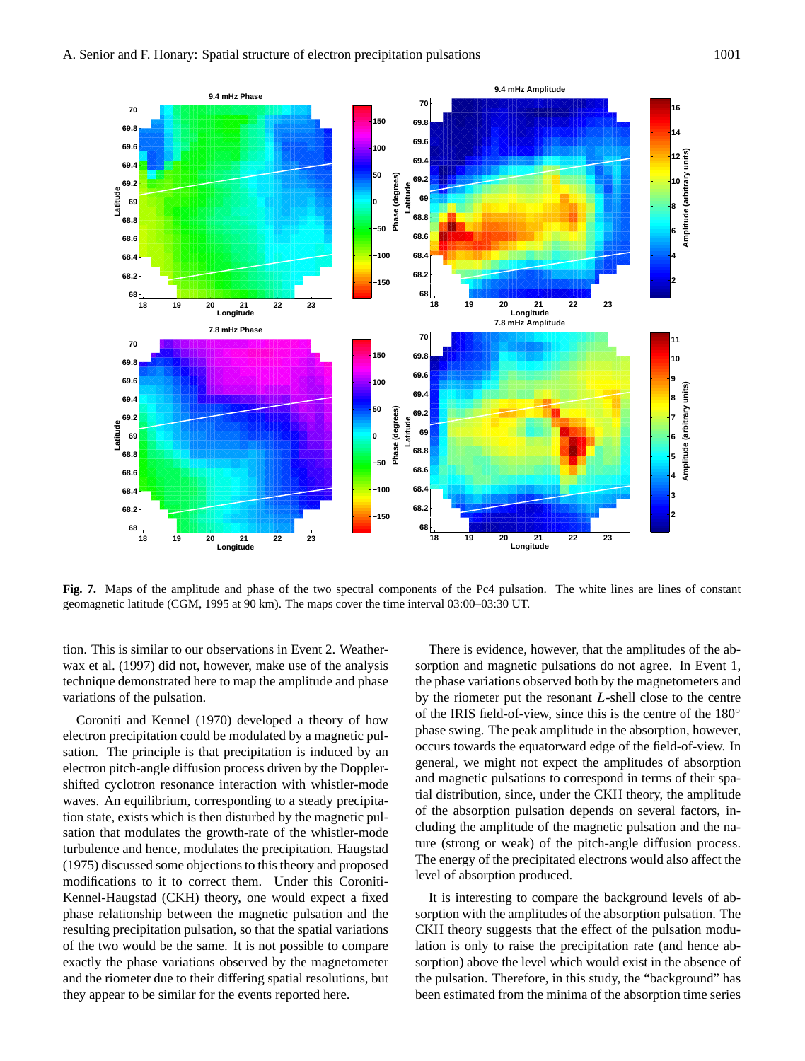**Fig. 7.** Maps of the amplitude and phase of the two spectral components of the Pc4 pulsation. The white lines are lines of constant geomagnetic latitude (CGM, 1995 at 90 km). The maps cover the time interval 03:00–03:30 UT.

tion. This is similar to our observations in Event 2. Weatherwax et al. (1997) did not, however, make use of the analysis technique demonstrated here to map the amplitude and phase variations of the pulsation.

Coroniti and Kennel (1970) developed a theory of how electron precipitation could be modulated by a magnetic pulsation. The principle is that precipitation is induced by an electron pitch-angle diffusion process driven by the Doppler-shifted cyclotron resonance interaction with whistler-mode waves. An equilibrium, corresponding to a steady precipitation state, exists which is then disturbed by the magnetic pulsation that modulates the growth-rate of the whistler-mode turbulence and hence, modulates the precipitation. Haugstad (1975) discussed some objections to this theory and proposed modifications to it to correct them. Under this Coroniti-Kennel-Haugstad (CKH) theory, one would expect a fixed phase relationship between the magnetic pulsation and the resulting precipitation pulsation, so that the spatial variations of the two would be the same. It is not possible to compare exactly the phase variations observed by the magnetometer and the riometer due to their differing spatial resolutions, but they appear to be similar for the events reported here.

There is evidence, however, that the amplitudes of the absorption and magnetic pulsations do not agree. In Event 1, the phase variations observed both by the magnetometers and by the riometer put the resonant $L$-shell close to the centre of the IRIS field-of-view, since this is the centre of the 180° phase swing. The peak amplitude in the absorption, however, occurs towards the equatorward edge of the field-of-view. In general, we might not expect the amplitudes of absorption and magnetic pulsations to correspond in terms of their spatial distribution, since, under the CKH theory, the amplitude of the absorption pulsation depends on several factors, including the amplitude of the magnetic pulsation and the nature (strong or weak) of the pitch-angle diffusion process. The energy of the precipitated electrons would also affect the level of absorption produced.

It is interesting to compare the background levels of absorption with the amplitudes of the absorption pulsation. The CKH theory suggests that the effect of the pulsation modulation is only to raise the precipitation rate (and hence absorption) above the level which would exist in the absence of the pulsation. Therefore, in this study, the "background" has been estimated from the minima of the absorption time series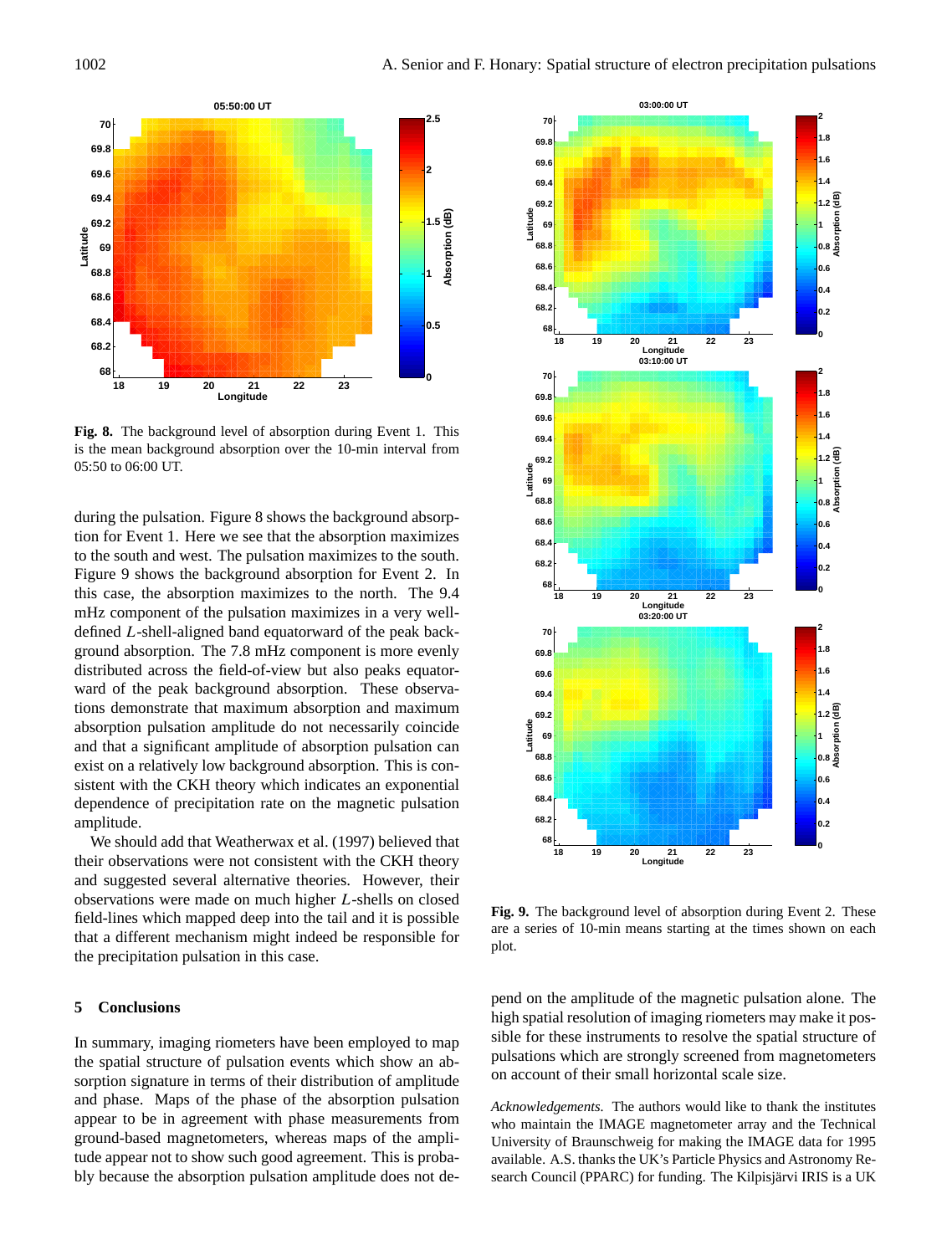**Fig. 8.** The background level of absorption during Event 1. This is the mean background absorption over the 10-min interval from 05:50 to 06:00 UT.

during the pulsation. Figure 8 shows the background absorption for Event 1. Here we see that the absorption maximizes to the south and west. The pulsation maximizes to the south. Figure 9 shows the background absorption for Event 2. In this case, the absorption maximizes to the north. The 9.4 mHz component of the pulsation maximizes in a very well-defined $L$-shell-aligned band equatorward of the peak background absorption. The 7.8 mHz component is more evenly distributed across the field-of-view but also peaks equatorward of the peak background absorption. These observations demonstrate that maximum absorption and maximum absorption pulsation amplitude do not necessarily coincide and that a significant amplitude of absorption pulsation can exist on a relatively low background absorption. This is consistent with the CKH theory which indicates an exponential dependence of precipitation rate on the magnetic pulsation amplitude.

We should add that Weatherwax et al. (1997) believed that their observations were not consistent with the CKH theory and suggested several alternative theories. However, their observations were made on much higher $L$-shells on closed field-lines which mapped deep into the tail and it is possible that a different mechanism might indeed be responsible for the precipitation pulsation in this case.

**Fig. 9.** The background level of absorption during Event 2. These are a series of 10-min means starting at the times shown on each plot.

## 5 Conclusions

In summary, imaging riometers have been employed to map the spatial structure of pulsation events which show an absorption signature in terms of their distribution of amplitude and phase. Maps of the phase of the absorption pulsation appear to be in agreement with phase measurements from ground-based magnetometers, whereas maps of the amplitude appear not to show such good agreement. This is probably because the absorption pulsation amplitude does not depend on the amplitude of the magnetic pulsation alone. The high spatial resolution of imaging riometers may make it possible for these instruments to resolve the spatial structure of pulsations which are strongly screened from magnetometers on account of their small horizontal scale size.

*Acknowledgements.* The authors would like to thank the institutes who maintain the IMAGE magnetometer array and the Technical University of Braunschweig for making the IMAGE data for 1995 available. A.S. thanks the UK's Particle Physics and Astronomy Research Council (PPARC) for funding. The Kilpisjärvi IRIS is a UK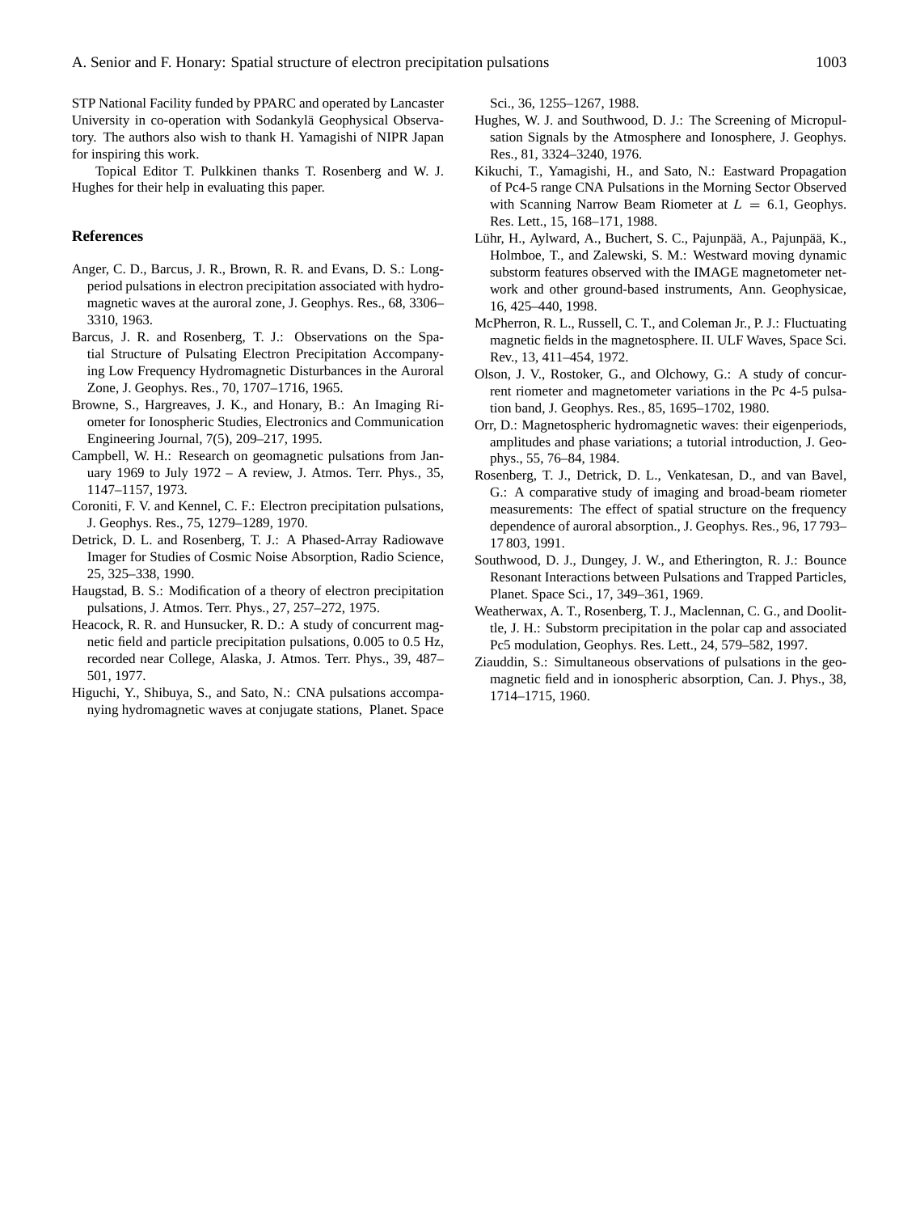STP National Facility funded by PPARC and operated by Lancaster University in co-operation with Sodankylä Geophysical Observatory. The authors also wish to thank H. Yamagishi of NIPR Japan for inspiring this work.

Topical Editor T. Pulkkinen thanks T. Rosenberg and W. J. Hughes for their help in evaluating this paper.

## References

Anger, C. D., Barcus, J. R., Brown, R. R. and Evans, D. S.: Long-period pulsations in electron precipitation associated with hydromagnetic waves at the auroral zone, J. Geophys. Res., 68, 3306–3310, 1963.

Barcus, J. R. and Rosenberg, T. J.: Observations on the Spatial Structure of Pulsating Electron Precipitation Accompanying Low Frequency Hydromagnetic Disturbances in the Auroral Zone, J. Geophys. Res., 70, 1707–1716, 1965.

Browne, S., Hargreaves, J. K., and Honary, B.: An Imaging Riometer for Ionospheric Studies, Electronics and Communication Engineering Journal, 7(5), 209–217, 1995.

Campbell, W. H.: Research on geomagnetic pulsations from January 1969 to July 1972 – A review, J. Atmos. Terr. Phys., 35, 1147–1157, 1973.

Coroniti, F. V. and Kennel, C. F.: Electron precipitation pulsations, J. Geophys. Res., 75, 1279–1289, 1970.

Detrick, D. L. and Rosenberg, T. J.: A Phased-Array Radiowave Imager for Studies of Cosmic Noise Absorption, Radio Science, 25, 325–338, 1990.

Haugstad, B. S.: Modification of a theory of electron precipitation pulsations, J. Atmos. Terr. Phys., 27, 257–272, 1975.

Heacock, R. R. and Hunsucker, R. D.: A study of concurrent magnetic field and particle precipitation pulsations, 0.005 to 0.5 Hz, recorded near College, Alaska, J. Atmos. Terr. Phys., 39, 487–501, 1977.

Higuchi, Y., Shibuya, S., and Sato, N.: CNA pulsations accompanying hydromagnetic waves at conjugate stations, Planet. Space Sci., 36, 1255–1267, 1988.

Hughes, W. J. and Southwood, D. J.: The Screening of Micropulsation Signals by the Atmosphere and Ionosphere, J. Geophys. Res., 81, 3324–3240, 1976.

Kikuchi, T., Yamagishi, H., and Sato, N.: Eastward Propagation of Pc4-5 range CNA Pulsations in the Morning Sector Observed with Scanning Narrow Beam Riometer at $L = 6.1$, Geophys. Res. Lett., 15, 168–171, 1988.

Lühr, H., Aylward, A., Buchert, S. C., Pajunpää, A., Pajunpää, K., Holmboe, T., and Zalewski, S. M.: Westward moving dynamic substorm features observed with the IMAGE magnetometer network and other ground-based instruments, Ann. Geophysicae, 16, 425–440, 1998.

McPherron, R. L., Russell, C. T., and Coleman Jr., P. J.: Fluctuating magnetic fields in the magnetosphere. II. ULF Waves, Space Sci. Rev., 13, 411–454, 1972.

Olson, J. V., Rostoker, G., and Olchowy, G.: A study of concurrent riometer and magnetometer variations in the Pc 4-5 pulsation band, J. Geophys. Res., 85, 1695–1702, 1980.

Orr, D.: Magnetospheric hydromagnetic waves: their eigenperiods, amplitudes and phase variations; a tutorial introduction, J. Geophys., 55, 76–84, 1984.

Rosenberg, T. J., Detrick, D. L., Venkatesan, D., and van Bavel, G.: A comparative study of imaging and broad-beam riometer measurements: The effect of spatial structure on the frequency dependence of auroral absorption., J. Geophys. Res., 96, 17 793–17 803, 1991.

Southwood, D. J., Dungey, J. W., and Etherington, R. J.: Bounce Resonant Interactions between Pulsations and Trapped Particles, Planet. Space Sci., 17, 349–361, 1969.

Weatherwax, A. T., Rosenberg, T. J., Maclennan, C. G., and Doolittle, J. H.: Substorm precipitation in the polar cap and associated Pc5 modulation, Geophys. Res. Lett., 24, 579–582, 1997.

Ziauddin, S.: Simultaneous observations of pulsations in the geomagnetic field and in ionospheric absorption, Can. J. Phys., 38, 1714–1715, 1960.